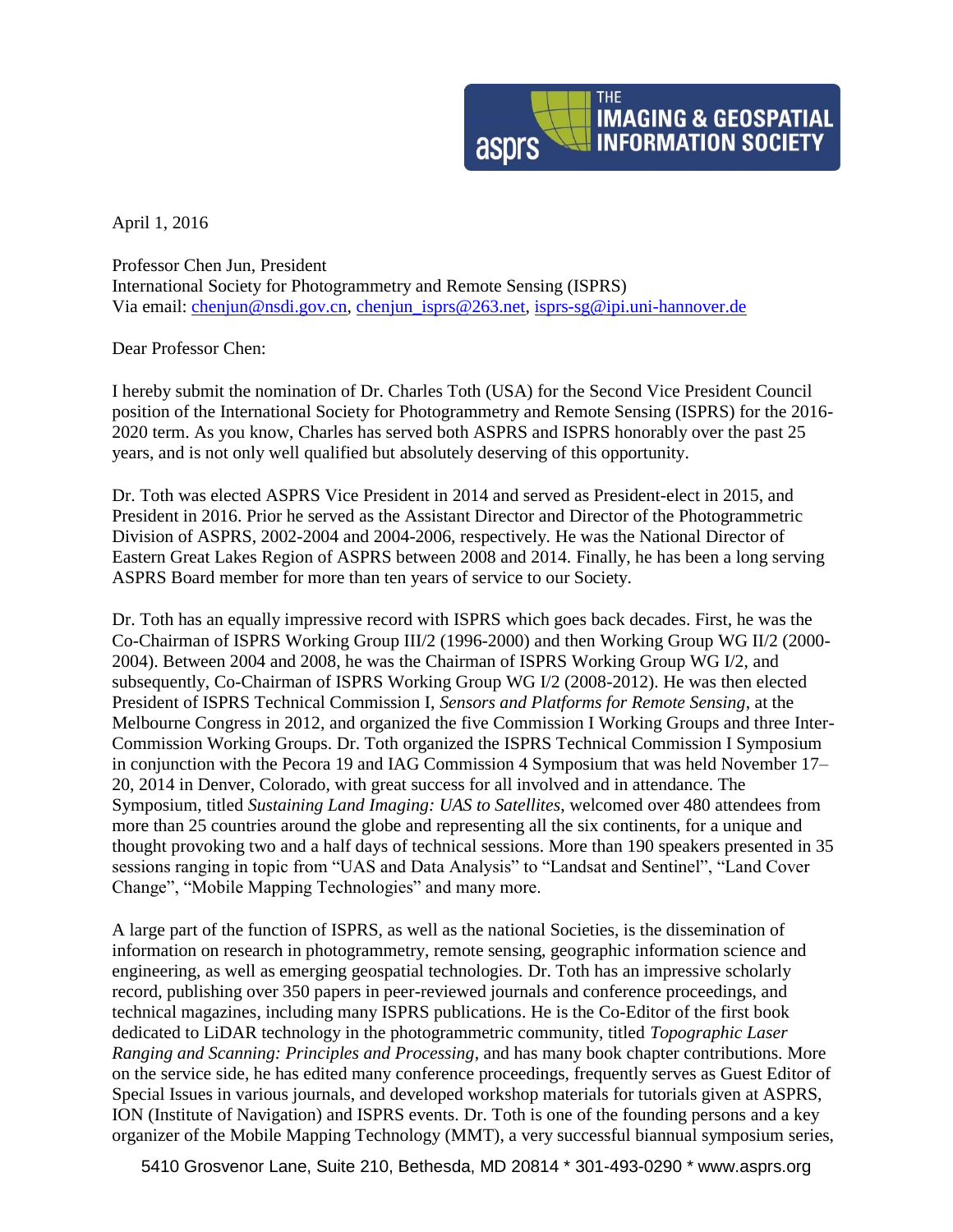THE IMAGING & GEOSPATIAL INFORMATION SOCIETY

April 1, 2016

Professor Chen Jun, President
International Society for Photogrammetry and Remote Sensing (ISPRS)
Via email: chenjun@nsdi.gov.cn, chenjun_isprs@263.net, isprs-sg@ipi.uni-hannover.de

Dear Professor Chen:

I hereby submit the nomination of Dr. Charles Toth (USA) for the Second Vice President Council position of the International Society for Photogrammetry and Remote Sensing (ISPRS) for the 2016-2020 term. As you know, Charles has served both ASPRS and ISPRS honorably over the past 25 years, and is not only well qualified but absolutely deserving of this opportunity.

Dr. Toth was elected ASPRS Vice President in 2014 and served as President-elect in 2015, and President in 2016. Prior he served as the Assistant Director and Director of the Photogrammetric Division of ASPRS, 2002-2004 and 2004-2006, respectively. He was the National Director of Eastern Great Lakes Region of ASPRS between 2008 and 2014. Finally, he has been a long serving ASPRS Board member for more than ten years of service to our Society.

Dr. Toth has an equally impressive record with ISPRS which goes back decades. First, he was the Co-Chairman of ISPRS Working Group III/2 (1996-2000) and then Working Group WG II/2 (2000-2004). Between 2004 and 2008, he was the Chairman of ISPRS Working Group WG I/2, and subsequently, Co-Chairman of ISPRS Working Group WG I/2 (2008-2012). He was then elected President of ISPRS Technical Commission I, *Sensors and Platforms for Remote Sensing*, at the Melbourne Congress in 2012, and organized the five Commission I Working Groups and three Inter-Commission Working Groups. Dr. Toth organized the ISPRS Technical Commission I Symposium in conjunction with the Pecora 19 and IAG Commission 4 Symposium that was held November 17–20, 2014 in Denver, Colorado, with great success for all involved and in attendance. The Symposium, titled *Sustaining Land Imaging: UAS to Satellites*, welcomed over 480 attendees from more than 25 countries around the globe and representing all the six continents, for a unique and thought provoking two and a half days of technical sessions. More than 190 speakers presented in 35 sessions ranging in topic from "UAS and Data Analysis" to "Landsat and Sentinel", "Land Cover Change", "Mobile Mapping Technologies" and many more.

A large part of the function of ISPRS, as well as the national Societies, is the dissemination of information on research in photogrammetry, remote sensing, geographic information science and engineering, as well as emerging geospatial technologies. Dr. Toth has an impressive scholarly record, publishing over 350 papers in peer-reviewed journals and conference proceedings, and technical magazines, including many ISPRS publications. He is the Co-Editor of the first book dedicated to LiDAR technology in the photogrammetric community, titled *Topographic Laser Ranging and Scanning: Principles and Processing*, and has many book chapter contributions. More on the service side, he has edited many conference proceedings, frequently serves as Guest Editor of Special Issues in various journals, and developed workshop materials for tutorials given at ASPRS, ION (Institute of Navigation) and ISPRS events. Dr. Toth is one of the founding persons and a key organizer of the Mobile Mapping Technology (MMT), a very successful biannual symposium series,

5410 Grosvenor Lane, Suite 210, Bethesda, MD 20814 * 301-493-0290 * www.asprs.org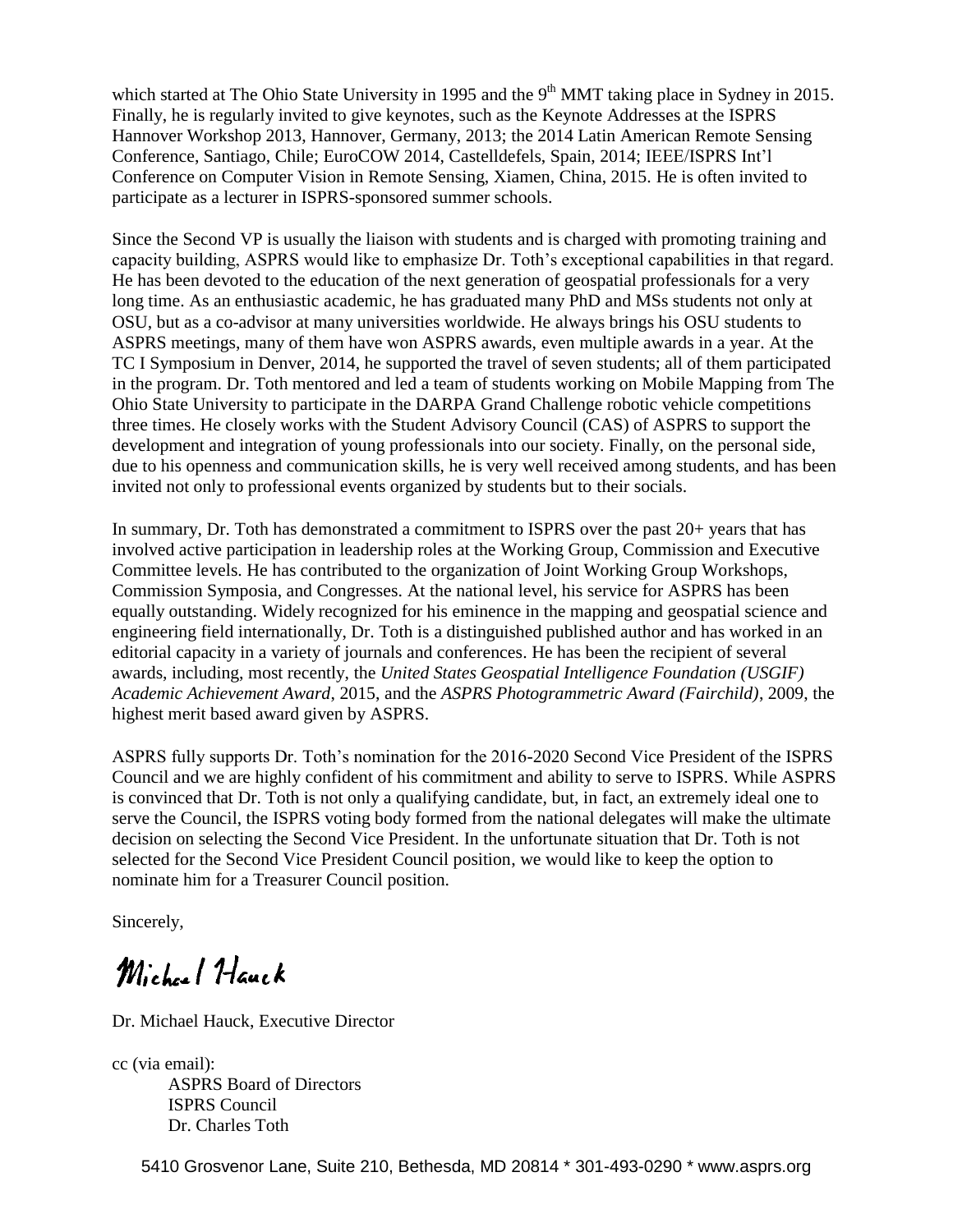which started at The Ohio State University in 1995 and the 9th MMT taking place in Sydney in 2015. Finally, he is regularly invited to give keynotes, such as the Keynote Addresses at the ISPRS Hannover Workshop 2013, Hannover, Germany, 2013; the 2014 Latin American Remote Sensing Conference, Santiago, Chile; EuroCOW 2014, Castelldefels, Spain, 2014; IEEE/ISPRS Int'l Conference on Computer Vision in Remote Sensing, Xiamen, China, 2015. He is often invited to participate as a lecturer in ISPRS-sponsored summer schools.

Since the Second VP is usually the liaison with students and is charged with promoting training and capacity building, ASPRS would like to emphasize Dr. Toth's exceptional capabilities in that regard. He has been devoted to the education of the next generation of geospatial professionals for a very long time. As an enthusiastic academic, he has graduated many PhD and MSs students not only at OSU, but as a co-advisor at many universities worldwide. He always brings his OSU students to ASPRS meetings, many of them have won ASPRS awards, even multiple awards in a year. At the TC I Symposium in Denver, 2014, he supported the travel of seven students; all of them participated in the program. Dr. Toth mentored and led a team of students working on Mobile Mapping from The Ohio State University to participate in the DARPA Grand Challenge robotic vehicle competitions three times. He closely works with the Student Advisory Council (CAS) of ASPRS to support the development and integration of young professionals into our society. Finally, on the personal side, due to his openness and communication skills, he is very well received among students, and has been invited not only to professional events organized by students but to their socials.

In summary, Dr. Toth has demonstrated a commitment to ISPRS over the past 20+ years that has involved active participation in leadership roles at the Working Group, Commission and Executive Committee levels. He has contributed to the organization of Joint Working Group Workshops, Commission Symposia, and Congresses. At the national level, his service for ASPRS has been equally outstanding. Widely recognized for his eminence in the mapping and geospatial science and engineering field internationally, Dr. Toth is a distinguished published author and has worked in an editorial capacity in a variety of journals and conferences. He has been the recipient of several awards, including, most recently, the *United States Geospatial Intelligence Foundation (USGIF) Academic Achievement Award*, 2015, and the *ASPRS Photogrammetric Award (Fairchild)*, 2009, the highest merit based award given by ASPRS.

ASPRS fully supports Dr. Toth's nomination for the 2016-2020 Second Vice President of the ISPRS Council and we are highly confident of his commitment and ability to serve to ISPRS. While ASPRS is convinced that Dr. Toth is not only a qualifying candidate, but, in fact, an extremely ideal one to serve the Council, the ISPRS voting body formed from the national delegates will make the ultimate decision on selecting the Second Vice President. In the unfortunate situation that Dr. Toth is not selected for the Second Vice President Council position, we would like to keep the option to nominate him for a Treasurer Council position.

Sincerely,

Michael Hauck

Dr. Michael Hauck, Executive Director

cc (via email):
- ASPRS Board of Directors
- ISPRS Council
- Dr. Charles Toth

5410 Grosvenor Lane, Suite 210, Bethesda, MD 20814 * 301-493-0290 * www.asprs.org